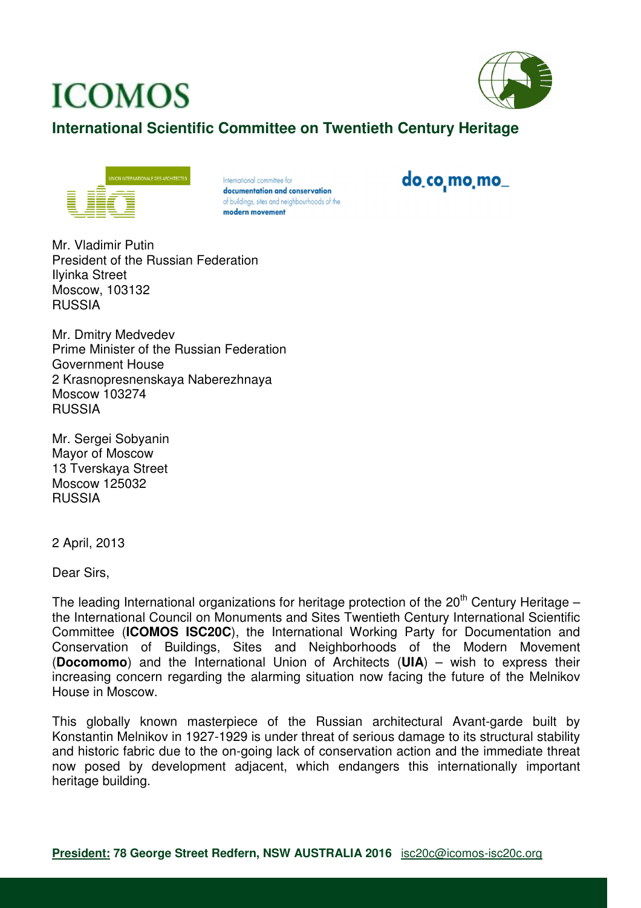# ICOMOS

## International Scientific Committee on Twentieth Century Heritage

UNION INTERNATIONALE DES ARCHITECTES

International committee for **documentation and conservation** of buildings, sites and neighbourhoods of the **modern movement**

do_co_mo_mo_

Mr. Vladimir Putin
President of the Russian Federation
Ilyinka Street
Moscow, 103132
RUSSIA

Mr. Dmitry Medvedev
Prime Minister of the Russian Federation
Government House
2 Krasnopresnenskaya Naberezhnaya
Moscow 103274
RUSSIA

Mr. Sergei Sobyanin
Mayor of Moscow
13 Tverskaya Street
Moscow 125032
RUSSIA

2 April, 2013

Dear Sirs,

The leading International organizations for heritage protection of the 20th Century Heritage – the International Council on Monuments and Sites Twentieth Century International Scientific Committee (**ICOMOS ISC20C**), the International Working Party for Documentation and Conservation of Buildings, Sites and Neighborhoods of the Modern Movement (**Docomomo**) and the International Union of Architects (**UIA**) – wish to express their increasing concern regarding the alarming situation now facing the future of the Melnikov House in Moscow.

This globally known masterpiece of the Russian architectural Avant-garde built by Konstantin Melnikov in 1927-1929 is under threat of serious damage to its structural stability and historic fabric due to the on-going lack of conservation action and the immediate threat now posed by development adjacent, which endangers this internationally important heritage building.

**President: 78 George Street Redfern, NSW AUSTRALIA 2016** isc20c@icomos-isc20c.org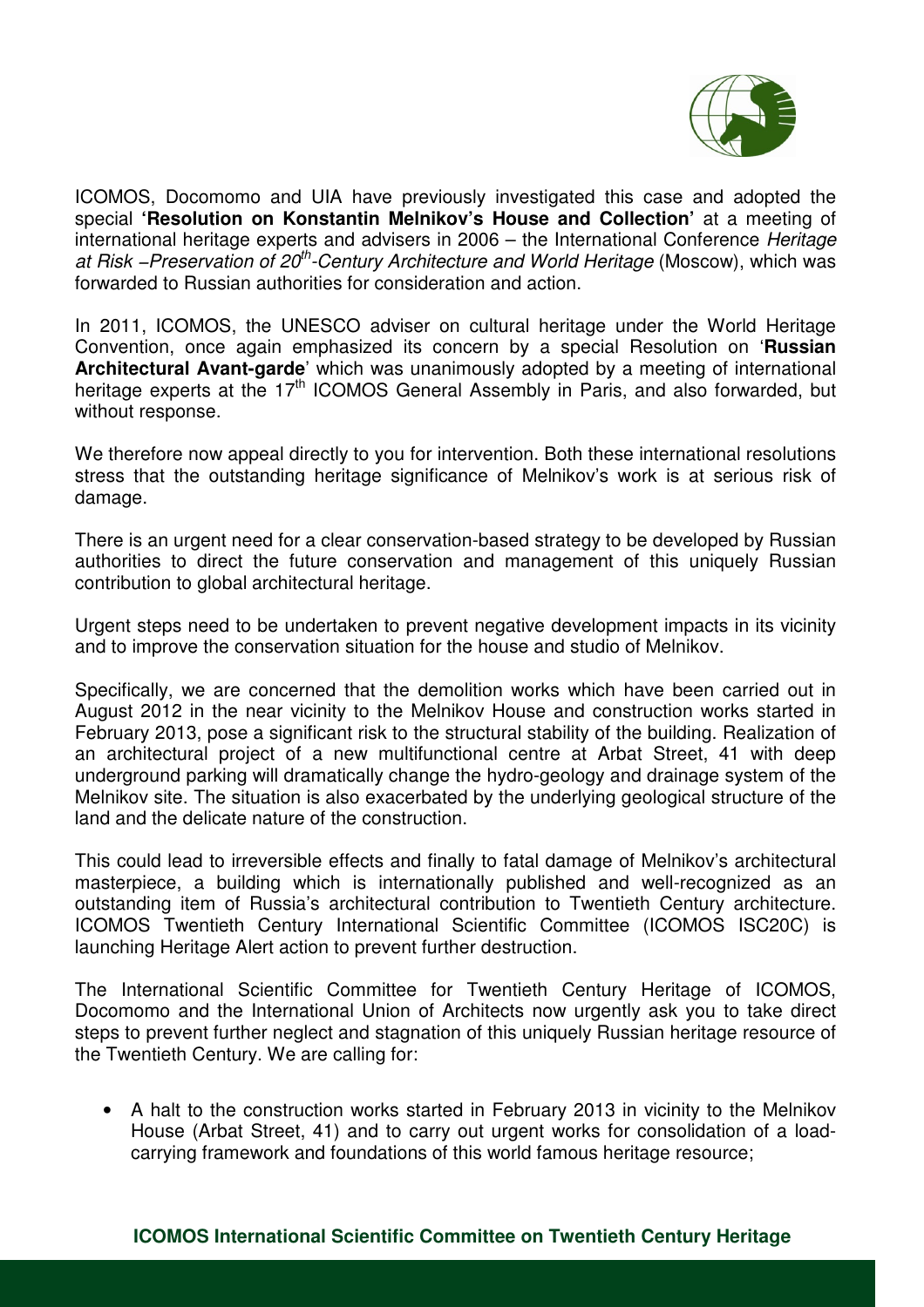ICOMOS, Docomomo and UIA have previously investigated this case and adopted the special **'Resolution on Konstantin Melnikov's House and Collection'** at a meeting of international heritage experts and advisers in 2006 – the International Conference *Heritage at Risk –Preservation of 20th-Century Architecture and World Heritage* (Moscow), which was forwarded to Russian authorities for consideration and action.

In 2011, ICOMOS, the UNESCO adviser on cultural heritage under the World Heritage Convention, once again emphasized its concern by a special Resolution on '**Russian Architectural Avant-garde**' which was unanimously adopted by a meeting of international heritage experts at the 17th ICOMOS General Assembly in Paris, and also forwarded, but without response.

We therefore now appeal directly to you for intervention. Both these international resolutions stress that the outstanding heritage significance of Melnikov's work is at serious risk of damage.

There is an urgent need for a clear conservation-based strategy to be developed by Russian authorities to direct the future conservation and management of this uniquely Russian contribution to global architectural heritage.

Urgent steps need to be undertaken to prevent negative development impacts in its vicinity and to improve the conservation situation for the house and studio of Melnikov.

Specifically, we are concerned that the demolition works which have been carried out in August 2012 in the near vicinity to the Melnikov House and construction works started in February 2013, pose a significant risk to the structural stability of the building. Realization of an architectural project of a new multifunctional centre at Arbat Street, 41 with deep underground parking will dramatically change the hydro-geology and drainage system of the Melnikov site. The situation is also exacerbated by the underlying geological structure of the land and the delicate nature of the construction.

This could lead to irreversible effects and finally to fatal damage of Melnikov's architectural masterpiece, a building which is internationally published and well-recognized as an outstanding item of Russia's architectural contribution to Twentieth Century architecture. ICOMOS Twentieth Century International Scientific Committee (ICOMOS ISC20C) is launching Heritage Alert action to prevent further destruction.

The International Scientific Committee for Twentieth Century Heritage of ICOMOS, Docomomo and the International Union of Architects now urgently ask you to take direct steps to prevent further neglect and stagnation of this uniquely Russian heritage resource of the Twentieth Century. We are calling for:

- A halt to the construction works started in February 2013 in vicinity to the Melnikov House (Arbat Street, 41) and to carry out urgent works for consolidation of a load-carrying framework and foundations of this world famous heritage resource;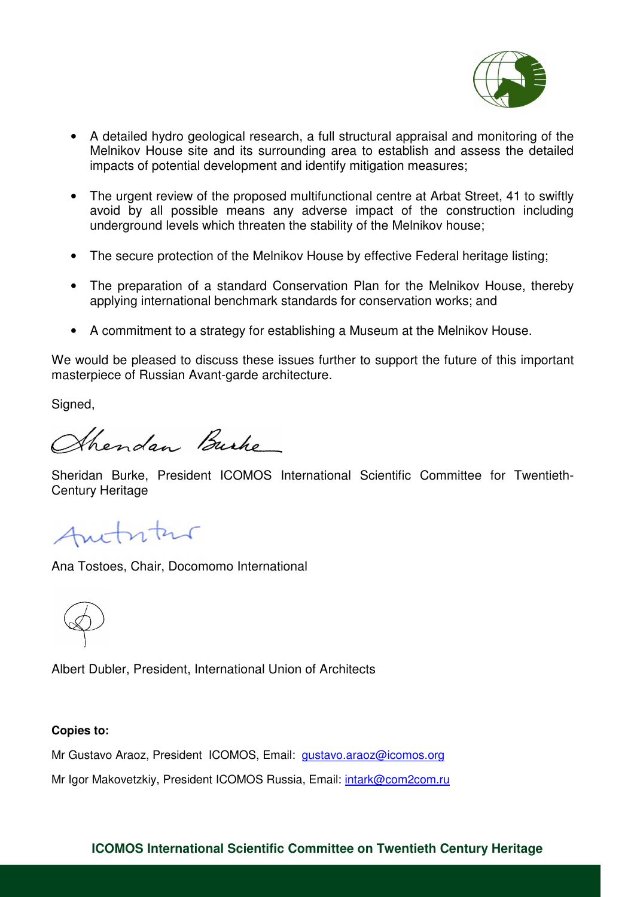- A detailed hydro geological research, a full structural appraisal and monitoring of the Melnikov House site and its surrounding area to establish and assess the detailed impacts of potential development and identify mitigation measures;

- The urgent review of the proposed multifunctional centre at Arbat Street, 41 to swiftly avoid by all possible means any adverse impact of the construction including underground levels which threaten the stability of the Melnikov house;

- The secure protection of the Melnikov House by effective Federal heritage listing;

- The preparation of a standard Conservation Plan for the Melnikov House, thereby applying international benchmark standards for conservation works; and

- A commitment to a strategy for establishing a Museum at the Melnikov House.

We would be pleased to discuss these issues further to support the future of this important masterpiece of Russian Avant-garde architecture.

Signed,

Sheridan Burke, President ICOMOS International Scientific Committee for Twentieth-Century Heritage

Ana Tostoes, Chair, Docomomo International

Albert Dubler, President, International Union of Architects

**Copies to:**

Mr Gustavo Araoz, President ICOMOS, Email: gustavo.araoz@icomos.org

Mr Igor Makovetzkiy, President ICOMOS Russia, Email: intark@com2com.ru